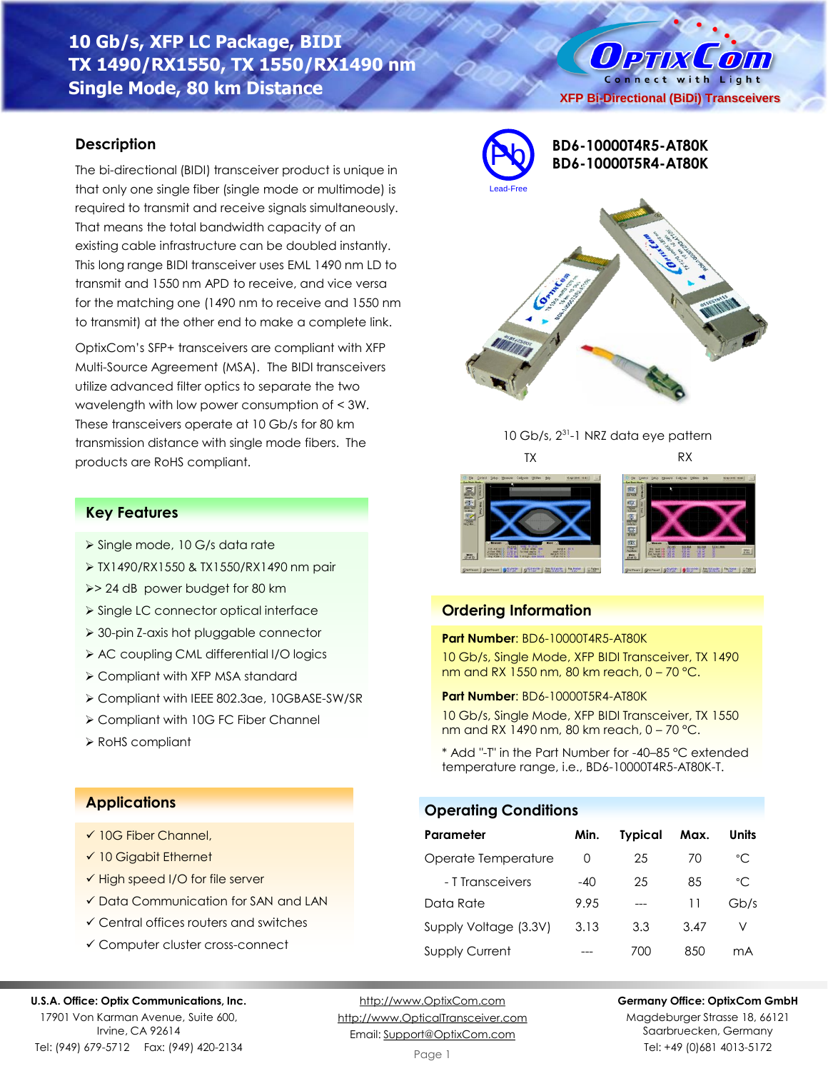# 10 Gb/s, XFP LC Package, BIDI TX 1490/RX1550, TX 1550/RX1490 nm Single Mode, 80 km Distance

OptixCom — Connect with Light

XFP Bi-Directional (BiDi) Transceivers

**BD6-10000T4R5-AT80K**
**BD6-10000T5R4-AT80K**

Lead-Free

## Description

The bi-directional (BIDI) transceiver product is unique in that only one single fiber (single mode or multimode) is required to transmit and receive signals simultaneously. That means the total bandwidth capacity of an existing cable infrastructure can be doubled instantly. This long range BIDI transceiver uses EML 1490 nm LD to transmit and 1550 nm APD to receive, and vice versa for the matching one (1490 nm to receive and 1550 nm to transmit) at the other end to make a complete link.

OptixCom's SFP+ transceivers are compliant with XFP Multi-Source Agreement (MSA). The BIDI transceivers utilize advanced filter optics to separate the two wavelength with low power consumption of < 3W. These transceivers operate at 10 Gb/s for 80 km transmission distance with single mode fibers. The products are RoHS compliant.

10 Gb/s, $2^{31}$-1 NRZ data eye pattern

TX RX

## Key Features

- Single mode, 10 G/s data rate
- TX1490/RX1550 & TX1550/RX1490 nm pair
- \> 24 dB power budget for 80 km
- Single LC connector optical interface
- 30-pin Z-axis hot pluggable connector
- AC coupling CML differential I/O logics
- Compliant with XFP MSA standard
- Compliant with IEEE 802.3ae, 10GBASE-SW/SR
- Compliant with 10G FC Fiber Channel
- RoHS compliant

## Ordering Information

**Part Number**: BD6-10000T4R5-AT80K

10 Gb/s, Single Mode, XFP BIDI Transceiver, TX 1490 nm and RX 1550 nm, 80 km reach, 0 – 70 °C.

**Part Number**: BD6-10000T5R4-AT80K

10 Gb/s, Single Mode, XFP BIDI Transceiver, TX 1550 nm and RX 1490 nm, 80 km reach, 0 – 70 °C.

* Add "-T" in the Part Number for -40–85 °C extended temperature range, i.e., BD6-10000T4R5-AT80K-T.

## Applications

- ✓ 10G Fiber Channel,
- ✓ 10 Gigabit Ethernet
- ✓ High speed I/O for file server
- ✓ Data Communication for SAN and LAN
- ✓ Central offices routers and switches
- ✓ Computer cluster cross-connect

## Operating Conditions

| Parameter | Min. | Typical | Max. | Units |
|---|---|---|---|---|
| Operate Temperature | 0 | 25 | 70 | °C |
| - T Transceivers | -40 | 25 | 85 | °C |
| Data Rate | 9.95 | --- | 11 | Gb/s |
| Supply Voltage (3.3V) | 3.13 | 3.3 | 3.47 | V |
| Supply Current | --- | 700 | 850 | mA |

**U.S.A. Office: Optix Communications, Inc.**
17901 Von Karman Avenue, Suite 600,
Irvine, CA 92614
Tel: (949) 679-5712 Fax: (949) 420-2134

http://www.OptixCom.com
http://www.OpticalTransceiver.com
Email: Support@OptixCom.com

**Germany Office: OptixCom GmbH**
Magdeburger Strasse 18, 66121
Saarbruecken, Germany
Tel: +49 (0)681 4013-5172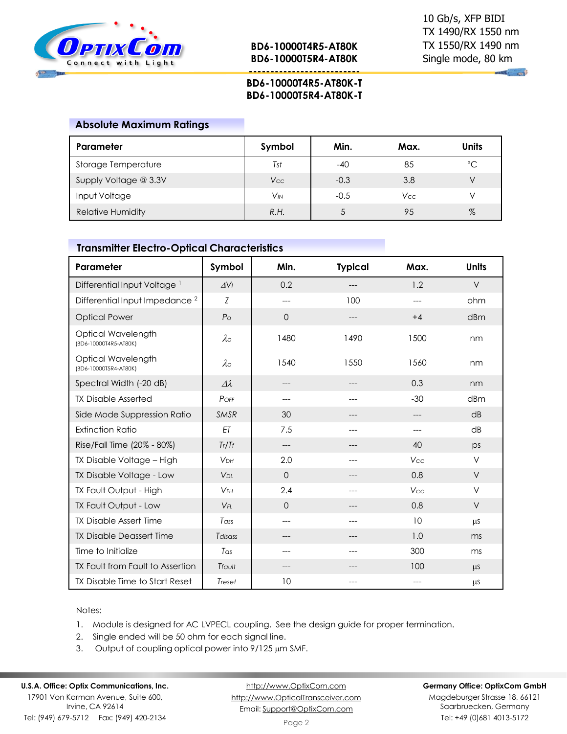## Absolute Maximum Ratings

| Parameter | Symbol | Min. | Max. | Units |
|---|---|---|---|---|
| Storage Temperature | $T_{st}$ | -40 | 85 | °C |
| Supply Voltage @ 3.3V | $V_{CC}$ | -0.3 | 3.8 | V |
| Input Voltage | $V_{IN}$ | -0.5 | $V_{CC}$ | V |
| Relative Humidity | R.H. | 5 | 95 | % |

## Transmitter Electro-Optical Characteristics

| Parameter | Symbol | Min. | Typical | Max. | Units |
|---|---|---|---|---|---|
| Differential Input Voltage [1] | $\Delta V_i$ | 0.2 | --- | 1.2 | V |
| Differential Input Impedance [2] | Z | --- | 100 | --- | ohm |
| Optical Power | $P_o$ | 0 | --- | +4 | dBm |
| Optical Wavelength (BD6-10000T4R5-AT80K) | $\lambda_o$ | 1480 | 1490 | 1500 | nm |
| Optical Wavelength (BD6-10000T5R4-AT80K) | $\lambda_o$ | 1540 | 1550 | 1560 | nm |
| Spectral Width (-20 dB) | $\Delta\lambda$ | --- | --- | 0.3 | nm |
| TX Disable Asserted | $P_{OFF}$ | --- | --- | -30 | dBm |
| Side Mode Suppression Ratio | SMSR | 30 | --- | --- | dB |
| Extinction Ratio | ET | 7.5 | --- | --- | dB |
| Rise/Fall Time (20% - 80%) | $T_r/T_f$ | --- | --- | 40 | ps |
| TX Disable Voltage – High | $V_{DH}$ | 2.0 | --- | $V_{CC}$ | V |
| TX Disable Voltage - Low | $V_{DL}$ | 0 | --- | 0.8 | V |
| TX Fault Output - High | $V_{FH}$ | 2.4 | --- | $V_{CC}$ | V |
| TX Fault Output - Low | $V_{FL}$ | 0 | --- | 0.8 | V |
| TX Disable Assert Time | $T_{ass}$ | --- | --- | 10 | µs |
| TX Disable Deassert Time | $T_{disass}$ | --- | --- | 1.0 | ms |
| Time to Initialize | $T_{as}$ | --- | --- | 300 | ms |
| TX Fault from Fault to Assertion | $T_{fault}$ | --- | --- | 100 | µs |
| TX Disable Time to Start Reset | $T_{reset}$ | 10 | --- | --- | µs |

Notes:

1. Module is designed for AC LVPECL coupling. See the design guide for proper termination.
2. Single ended will be 50 ohm for each signal line.
3. Output of coupling optical power into 9/125 µm SMF.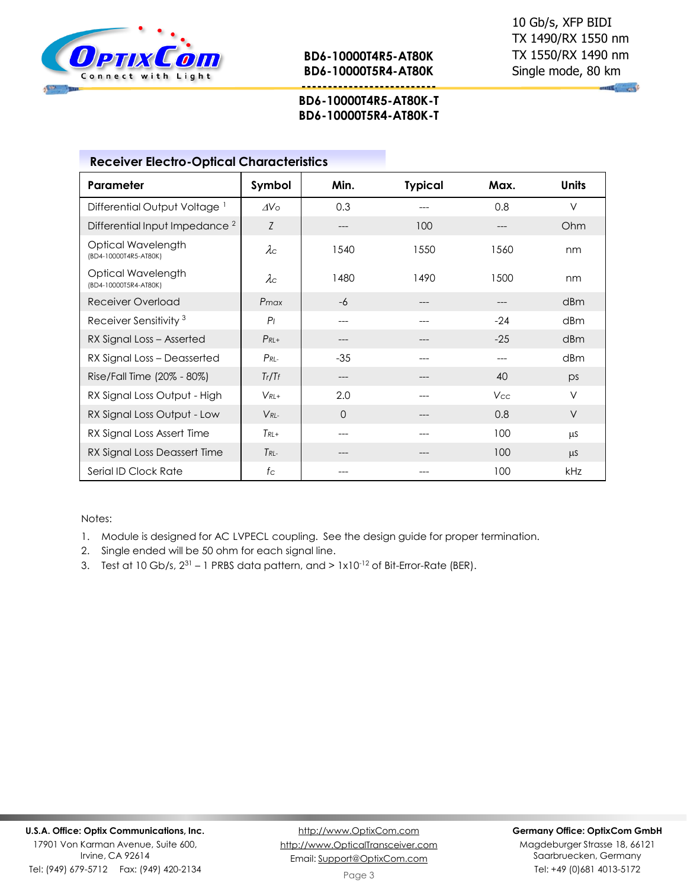## Receiver Electro-Optical Characteristics

| Parameter | Symbol | Min. | Typical | Max. | Units |
|---|---|---|---|---|---|
| Differential Output Voltage [1] | $\Delta V_O$ | 0.3 | --- | 0.8 | V |
| Differential Input Impedance [2] | $Z$ | --- | 100 | --- | Ohm |
| Optical Wavelength (BD4-10000T4R5-AT80K) | $\lambda_C$ | 1540 | 1550 | 1560 | nm |
| Optical Wavelength (BD4-10000T5R4-AT80K) | $\lambda_C$ | 1480 | 1490 | 1500 | nm |
| Receiver Overload | $P_{max}$ | -6 | --- | --- | dBm |
| Receiver Sensitivity [3] | $P_I$ | --- | --- | -24 | dBm |
| RX Signal Loss – Asserted | $P_{RL+}$ | --- | --- | -25 | dBm |
| RX Signal Loss – Deasserted | $P_{RL-}$ | -35 | --- | --- | dBm |
| Rise/Fall Time (20% - 80%) | $T_r/T_f$ | --- | --- | 40 | ps |
| RX Signal Loss Output - High | $V_{RL+}$ | 2.0 | --- | $V_{CC}$ | V |
| RX Signal Loss Output - Low | $V_{RL-}$ | 0 | --- | 0.8 | V |
| RX Signal Loss Assert Time | $T_{RL+}$ | --- | --- | 100 | µs |
| RX Signal Loss Deassert Time | $T_{RL-}$ | --- | --- | 100 | µs |
| Serial ID Clock Rate | $f_C$ | --- | --- | 100 | kHz |

Notes:

1. Module is designed for AC LVPECL coupling. See the design guide for proper termination.
2. Single ended will be 50 ohm for each signal line.
3. Test at 10 Gb/s, $2^{31} - 1$ PRBS data pattern, and > $1\times10^{-12}$ of Bit-Error-Rate (BER).